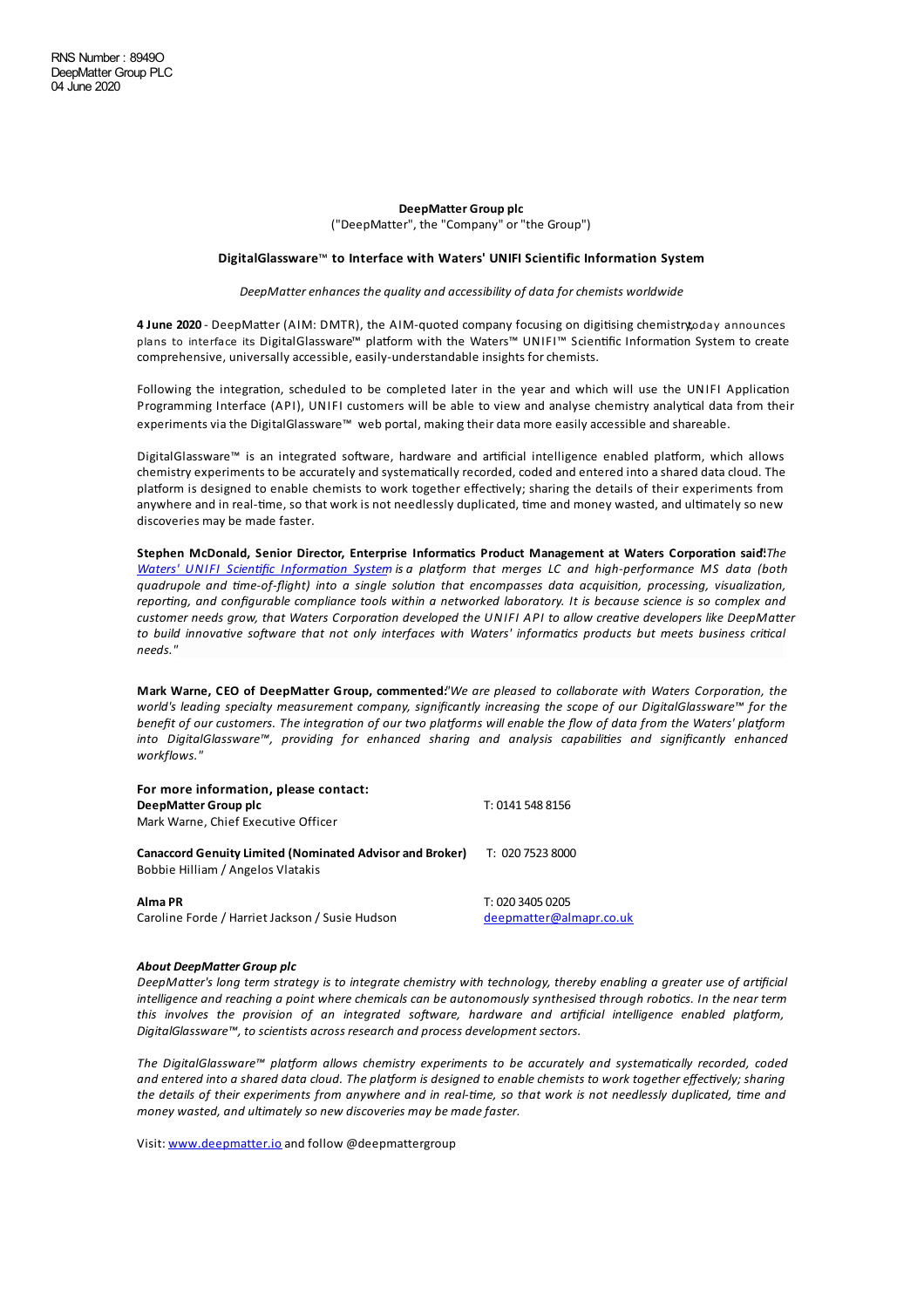RNS Number : 8949O
DeepMatter Group PLC
04 June 2020

**DeepMatter Group plc**
("DeepMatter", the "Company" or "the Group")

**DigitalGlassware™ to Interface with Waters' UNIFI Scientific Information System**

*DeepMatter enhances the quality and accessibility of data for chemists worldwide*

**4 June 2020** - DeepMatter (AIM: DMTR), the AIM-quoted company focusing on digitising chemistry, today announces plans to interface its DigitalGlassware™ platform with the Waters™ UNIFI™ Scientific Information System to create comprehensive, universally accessible, easily-understandable insights for chemists.

Following the integration, scheduled to be completed later in the year and which will use the UNIFI Application Programming Interface (API), UNIFI customers will be able to view and analyse chemistry analytical data from their experiments via the DigitalGlassware™ web portal, making their data more easily accessible and shareable.

DigitalGlassware™ is an integrated software, hardware and artificial intelligence enabled platform, which allows chemistry experiments to be accurately and systematically recorded, coded and entered into a shared data cloud. The platform is designed to enable chemists to work together effectively; sharing the details of their experiments from anywhere and in real-time, so that work is not needlessly duplicated, time and money wasted, and ultimately so new discoveries may be made faster.

**Stephen McDonald, Senior Director, Enterprise Informatics Product Management at Waters Corporation said:** *"The Waters' UNIFI Scientific Information System is a platform that merges LC and high-performance MS data (both quadrupole and time-of-flight) into a single solution that encompasses data acquisition, processing, visualization, reporting, and configurable compliance tools within a networked laboratory. It is because science is so complex and customer needs grow, that Waters Corporation developed the UNIFI API to allow creative developers like DeepMatter to build innovative software that not only interfaces with Waters' informatics products but meets business critical needs."*

**Mark Warne, CEO of DeepMatter Group, commented:** *"We are pleased to collaborate with Waters Corporation, the world's leading specialty measurement company, significantly increasing the scope of our DigitalGlassware™ for the benefit of our customers. The integration of our two platforms will enable the flow of data from the Waters' platform into DigitalGlassware™, providing for enhanced sharing and analysis capabilities and significantly enhanced workflows."*

**For more information, please contact:**

| | |
|---|---|
| **DeepMatter Group plc**<br>Mark Warne, Chief Executive Officer | T: 0141 548 8156 |
| **Canaccord Genuity Limited (Nominated Advisor and Broker)**<br>Bobbie Hilliam / Angelos Vlatakis | T: 020 7523 8000 |
| **Alma PR**<br>Caroline Forde / Harriet Jackson / Susie Hudson | T: 020 3405 0205<br>deepmatter@almapr.co.uk |

***About DeepMatter Group plc***

*DeepMatter's long term strategy is to integrate chemistry with technology, thereby enabling a greater use of artificial intelligence and reaching a point where chemicals can be autonomously synthesised through robotics. In the near term this involves the provision of an integrated software, hardware and artificial intelligence enabled platform, DigitalGlassware™, to scientists across research and process development sectors.*

*The DigitalGlassware™ platform allows chemistry experiments to be accurately and systematically recorded, coded and entered into a shared data cloud. The platform is designed to enable chemists to work together effectively; sharing the details of their experiments from anywhere and in real-time, so that work is not needlessly duplicated, time and money wasted, and ultimately so new discoveries may be made faster.*

Visit: www.deepmatter.io and follow @deepmattergroup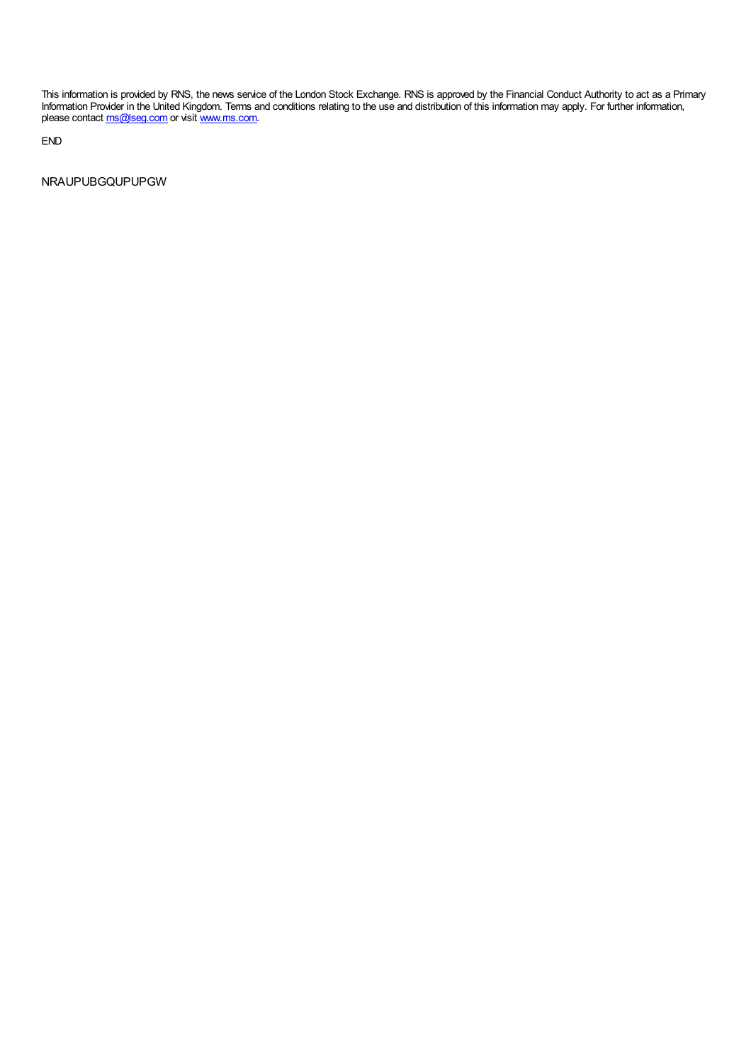This information is provided by RNS, the news service of the London Stock Exchange. RNS is approved by the Financial Conduct Authority to act as a Primary Information Provider in the United Kingdom. Terms and conditions relating to the use and distribution of this information may apply. For further information, please contact rns@lseg.com or visit www.rns.com.

END

NRAUPUBGQUPUPGW